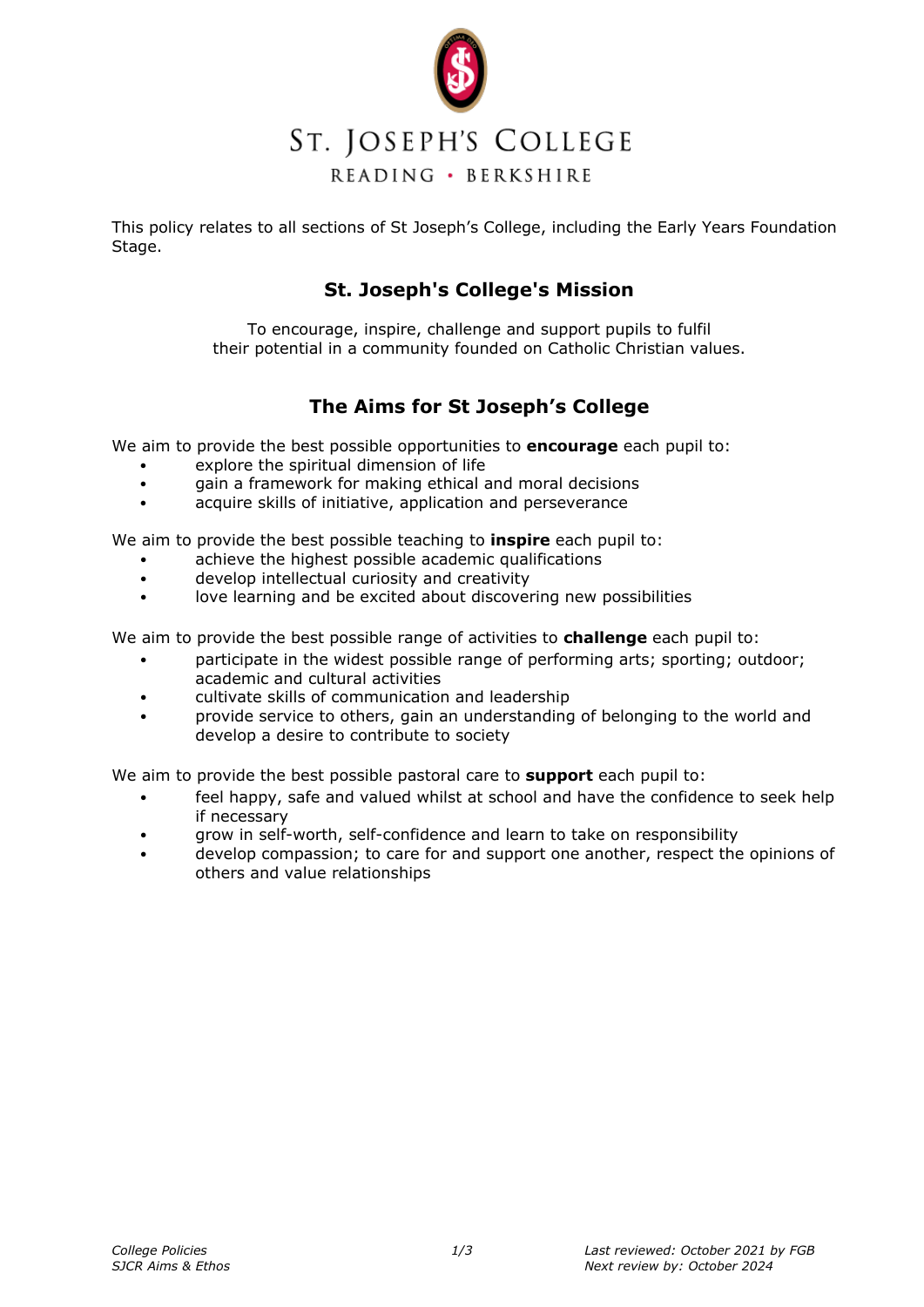# ST. JOSEPH'S COLLEGE

READING • BERKSHIRE

This policy relates to all sections of St Joseph's College, including the Early Years Foundation Stage.

## St. Joseph's College's Mission

To encourage, inspire, challenge and support pupils to fulfil their potential in a community founded on Catholic Christian values.

## The Aims for St Joseph's College

We aim to provide the best possible opportunities to **encourage** each pupil to:

- explore the spiritual dimension of life
- gain a framework for making ethical and moral decisions
- acquire skills of initiative, application and perseverance

We aim to provide the best possible teaching to **inspire** each pupil to:

- achieve the highest possible academic qualifications
- develop intellectual curiosity and creativity
- love learning and be excited about discovering new possibilities

We aim to provide the best possible range of activities to **challenge** each pupil to:

- participate in the widest possible range of performing arts; sporting; outdoor; academic and cultural activities
- cultivate skills of communication and leadership
- provide service to others, gain an understanding of belonging to the world and develop a desire to contribute to society

We aim to provide the best possible pastoral care to **support** each pupil to:

- feel happy, safe and valued whilst at school and have the confidence to seek help if necessary
- grow in self-worth, self-confidence and learn to take on responsibility
- develop compassion; to care for and support one another, respect the opinions of others and value relationships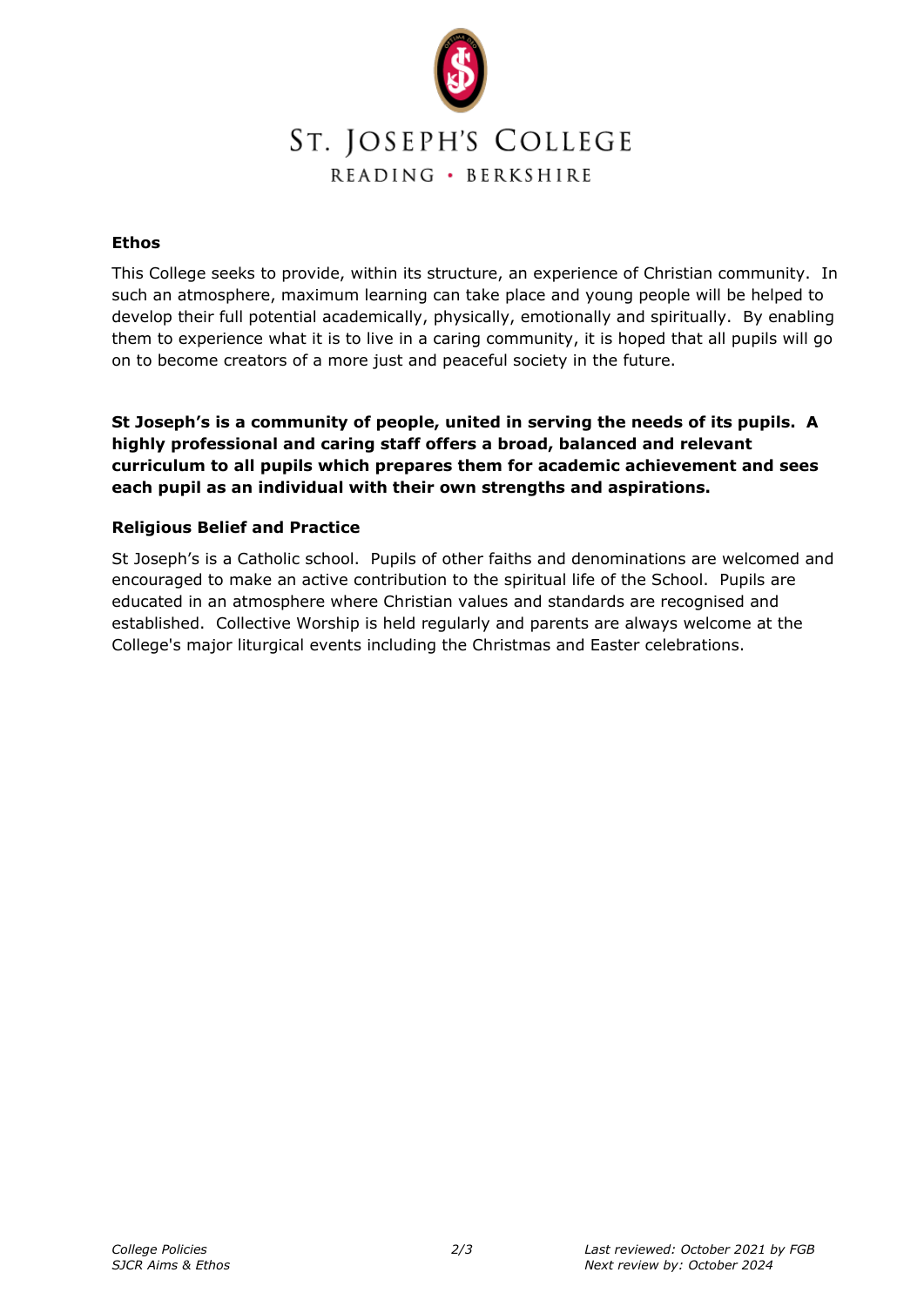# ST. JOSEPH'S COLLEGE

READING • BERKSHIRE

## Ethos

This College seeks to provide, within its structure, an experience of Christian community. In such an atmosphere, maximum learning can take place and young people will be helped to develop their full potential academically, physically, emotionally and spiritually. By enabling them to experience what it is to live in a caring community, it is hoped that all pupils will go on to become creators of a more just and peaceful society in the future.

**St Joseph's is a community of people, united in serving the needs of its pupils. A highly professional and caring staff offers a broad, balanced and relevant curriculum to all pupils which prepares them for academic achievement and sees each pupil as an individual with their own strengths and aspirations.**

## Religious Belief and Practice

St Joseph's is a Catholic school. Pupils of other faiths and denominations are welcomed and encouraged to make an active contribution to the spiritual life of the School. Pupils are educated in an atmosphere where Christian values and standards are recognised and established. Collective Worship is held regularly and parents are always welcome at the College's major liturgical events including the Christmas and Easter celebrations.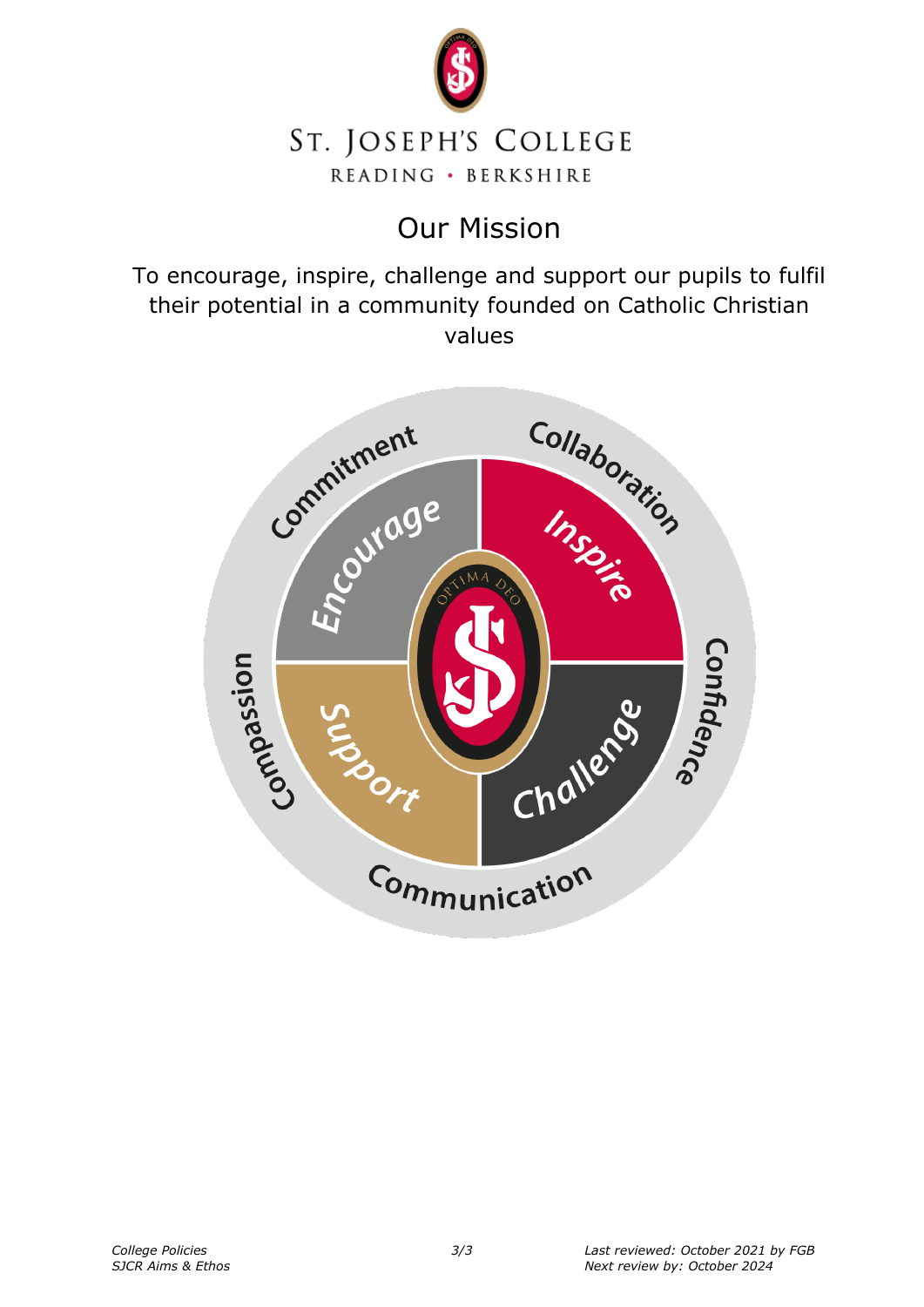ST. JOSEPH'S COLLEGE

READING • BERKSHIRE

# Our Mission

To encourage, inspire, challenge and support our pupils to fulfil their potential in a community founded on Catholic Christian values

Commitment

Collaboration

Encourage

Inspire

OPTIMA DEO

Compassion

Confidence

Support

Challenge

Communication